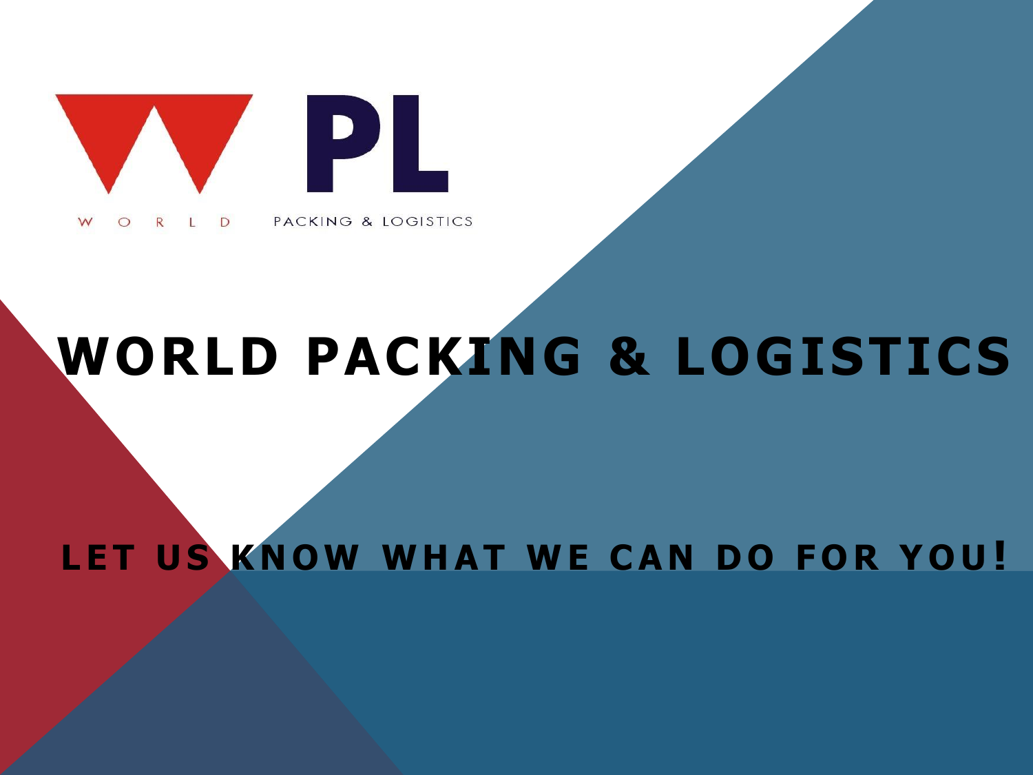WPL

WORLD PACKING & LOGISTICS

# WORLD PACKING & LOGISTICS

## LET US KNOW WHAT WE CAN DO FOR YOU!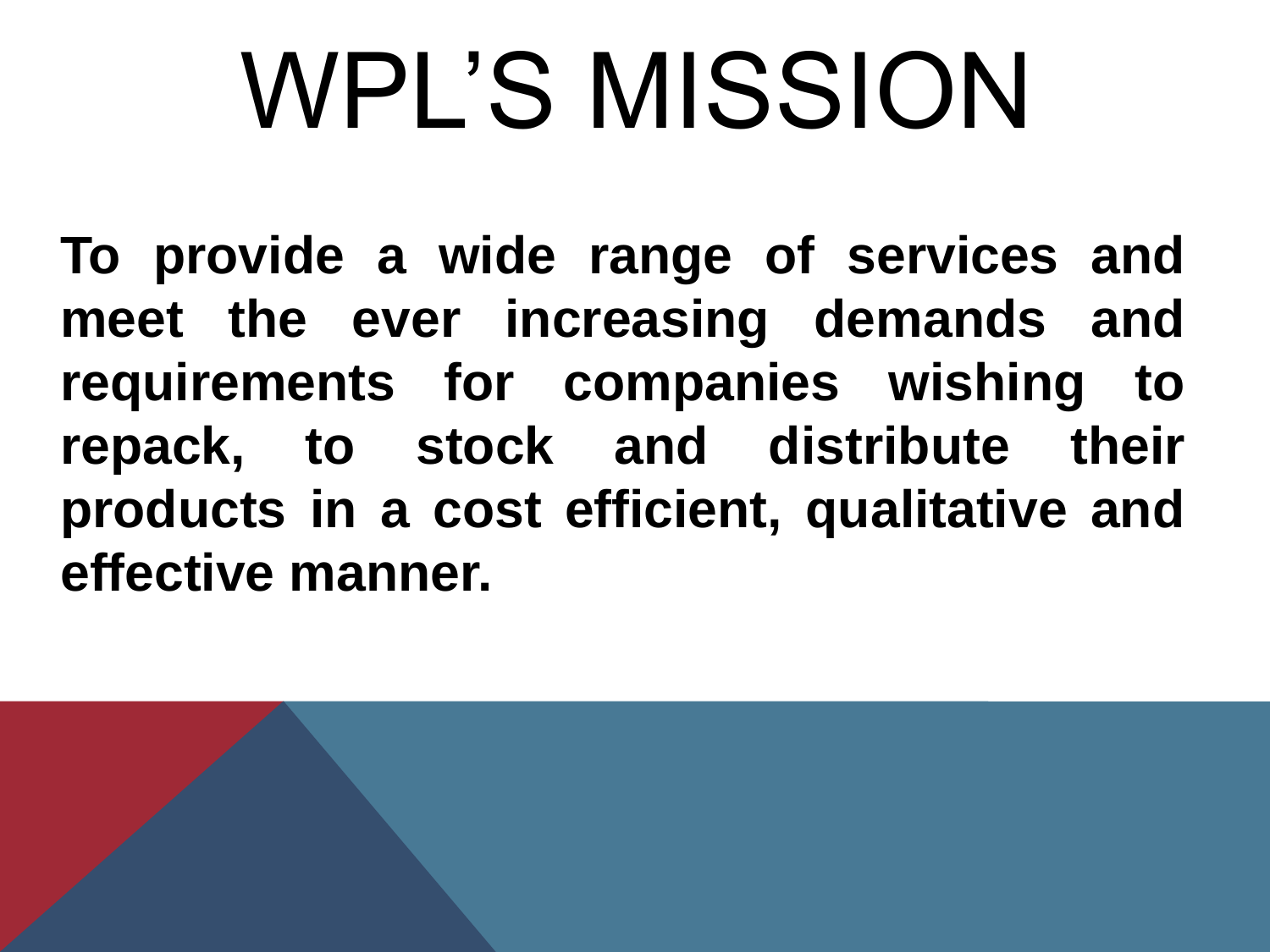# WPL’S MISSION

**To provide a wide range of services and meet the ever increasing demands and requirements for companies wishing to repack, to stock and distribute their products in a cost efficient, qualitative and effective manner.**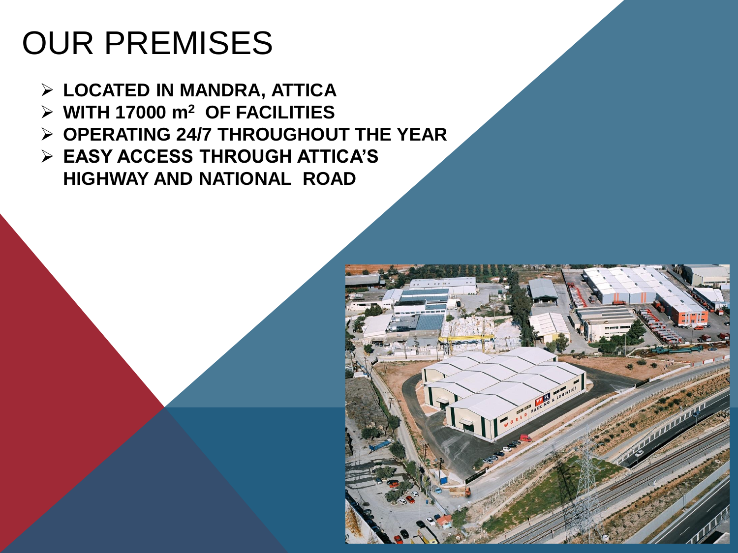# OUR PREMISES

- **LOCATED IN MANDRA, ATTICA**
- **WITH 17000 $m^2$ OF FACILITIES**
- **OPERATING 24/7 THROUGHOUT THE YEAR**
- **EASY ACCESS THROUGH ATTICA'S HIGHWAY AND NATIONAL ROAD**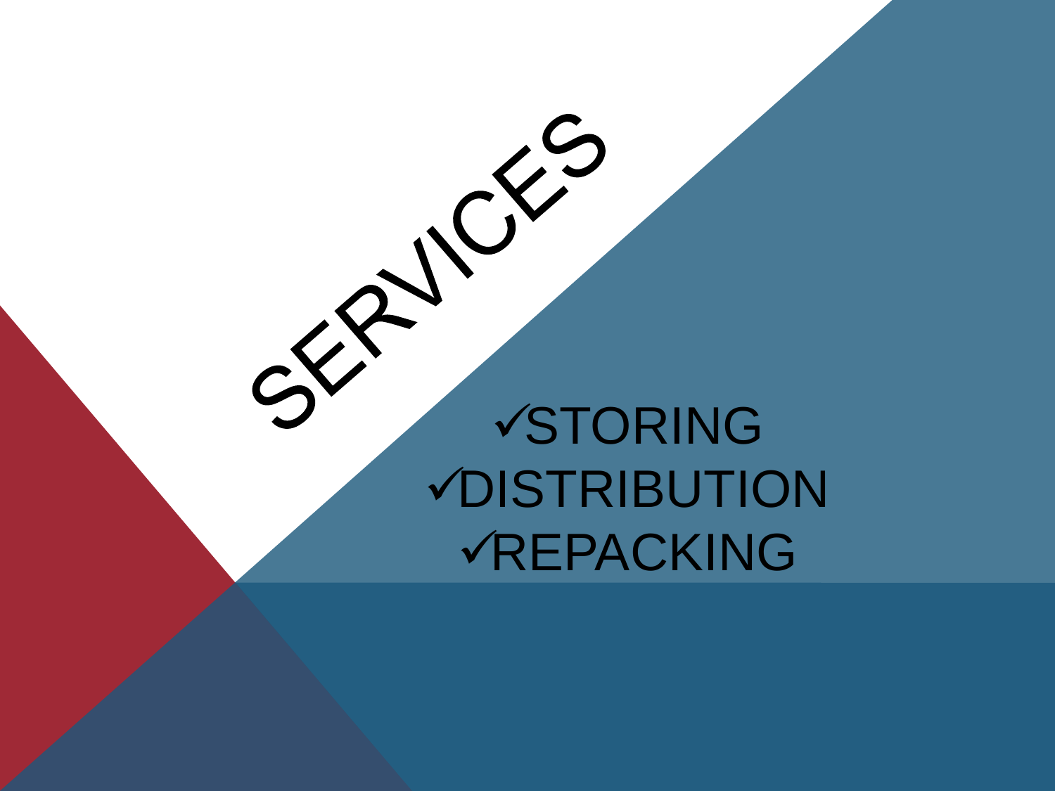# SERVICES

- ✓STORING
- ✓DISTRIBUTION
- ✓REPACKING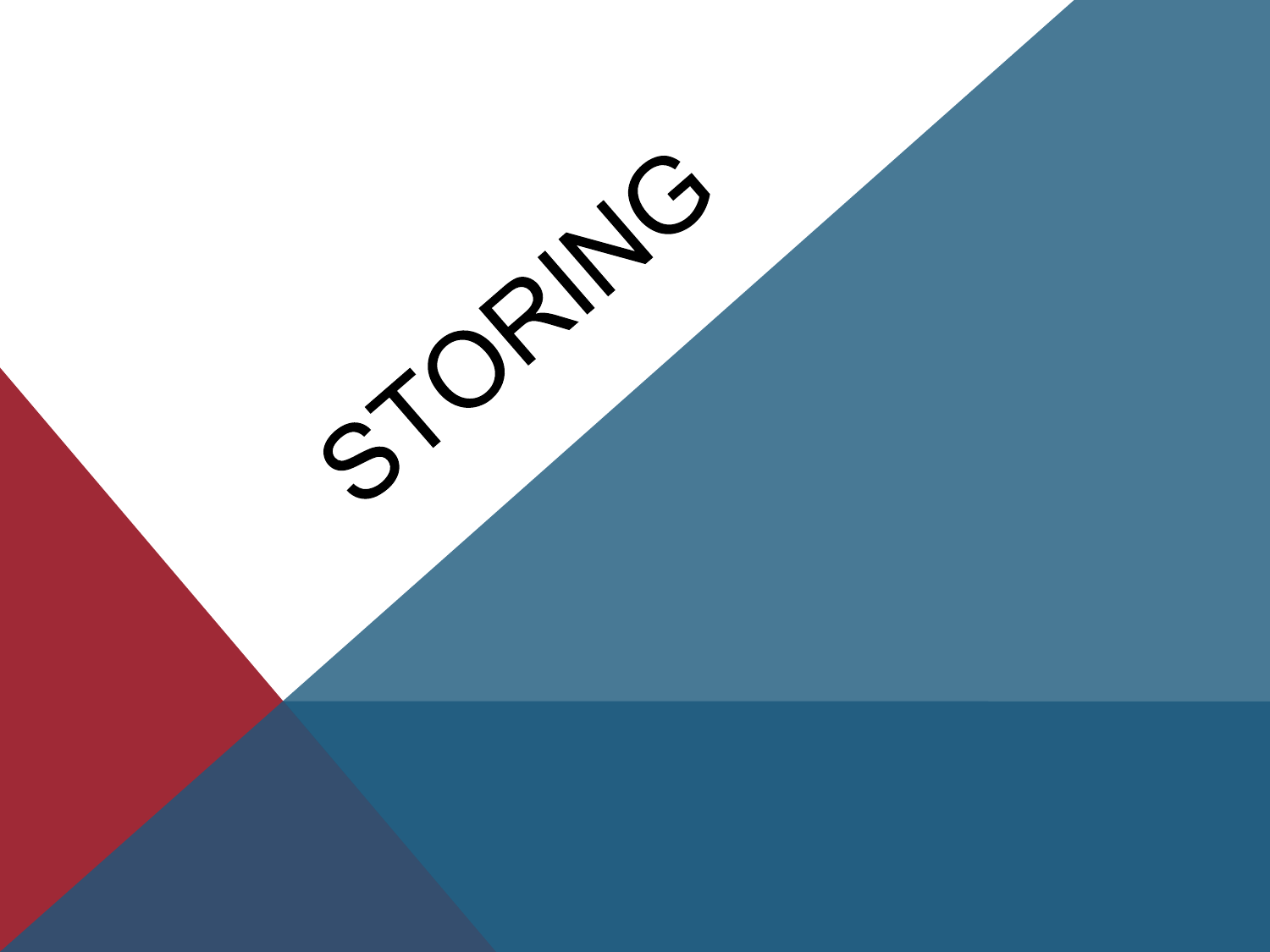# STORING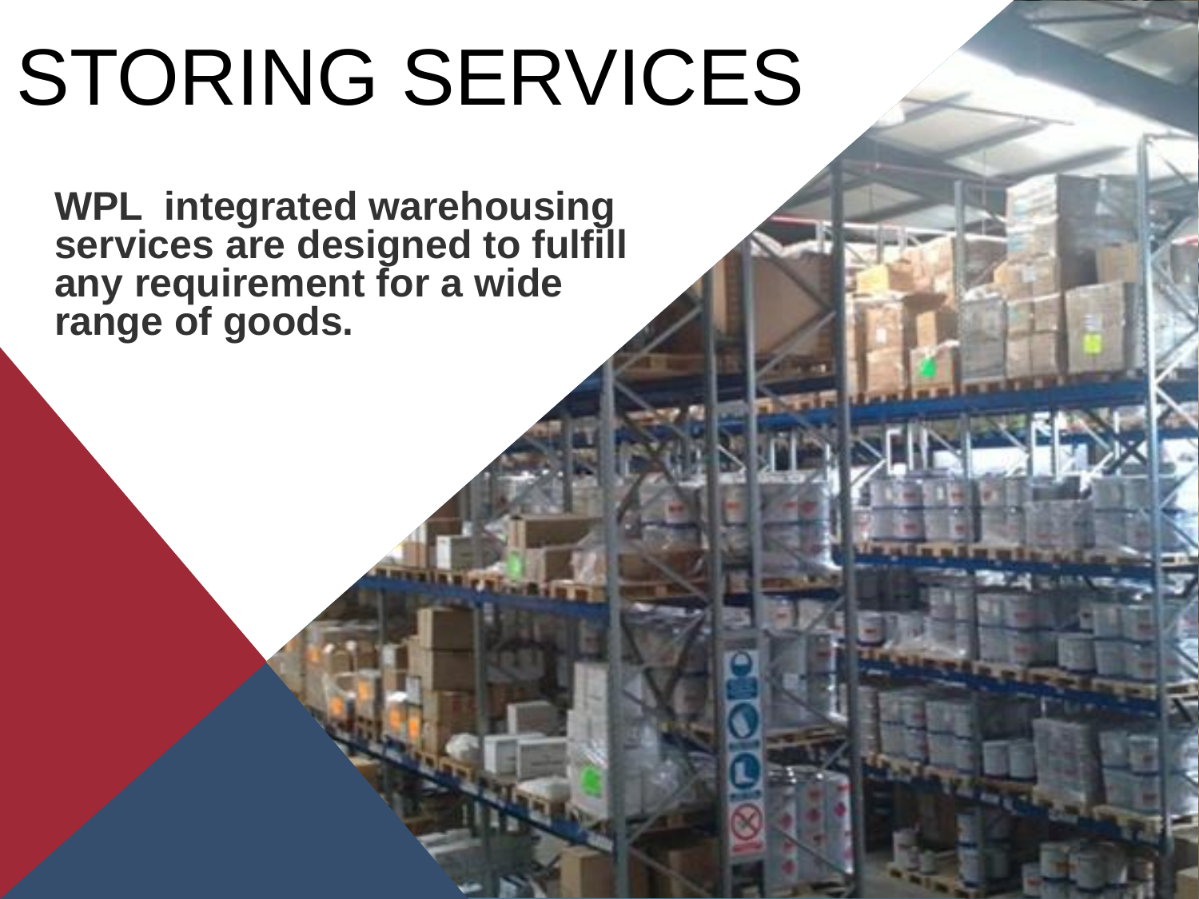# STORING SERVICES

**WPL integrated warehousing services are designed to fulfill any requirement for a wide range of goods.**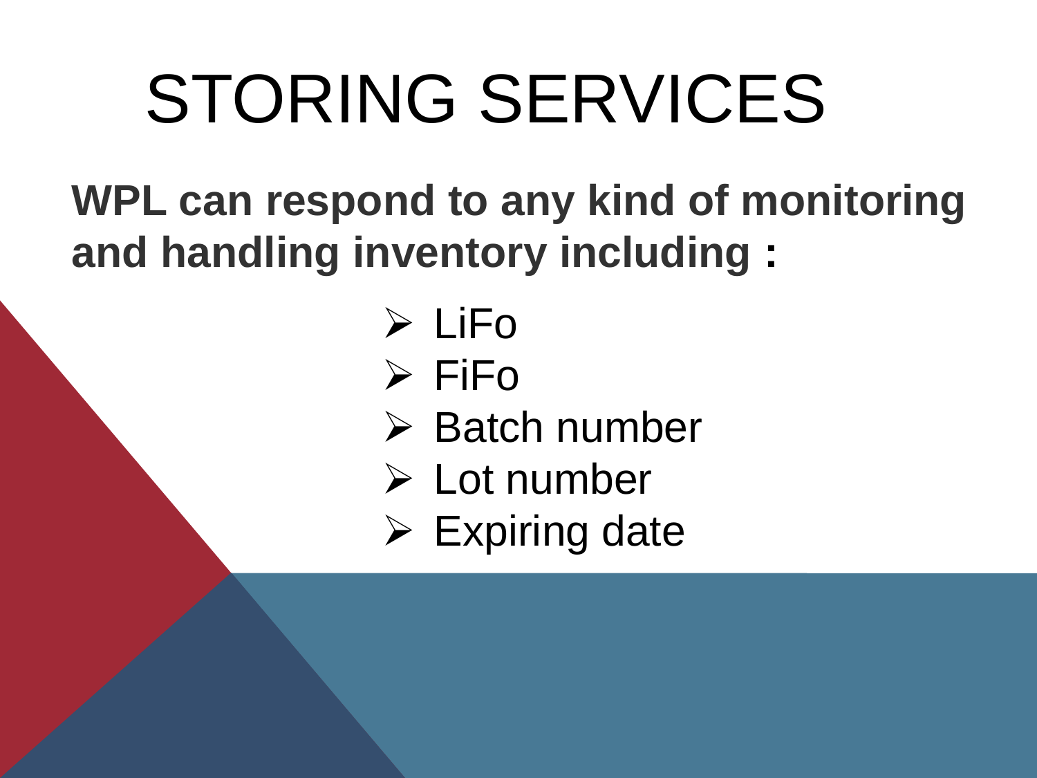# STORING SERVICES

**WPL can respond to any kind of monitoring and handling inventory including :**

- LiFo
- FiFo
- Batch number
- Lot number
- Expiring date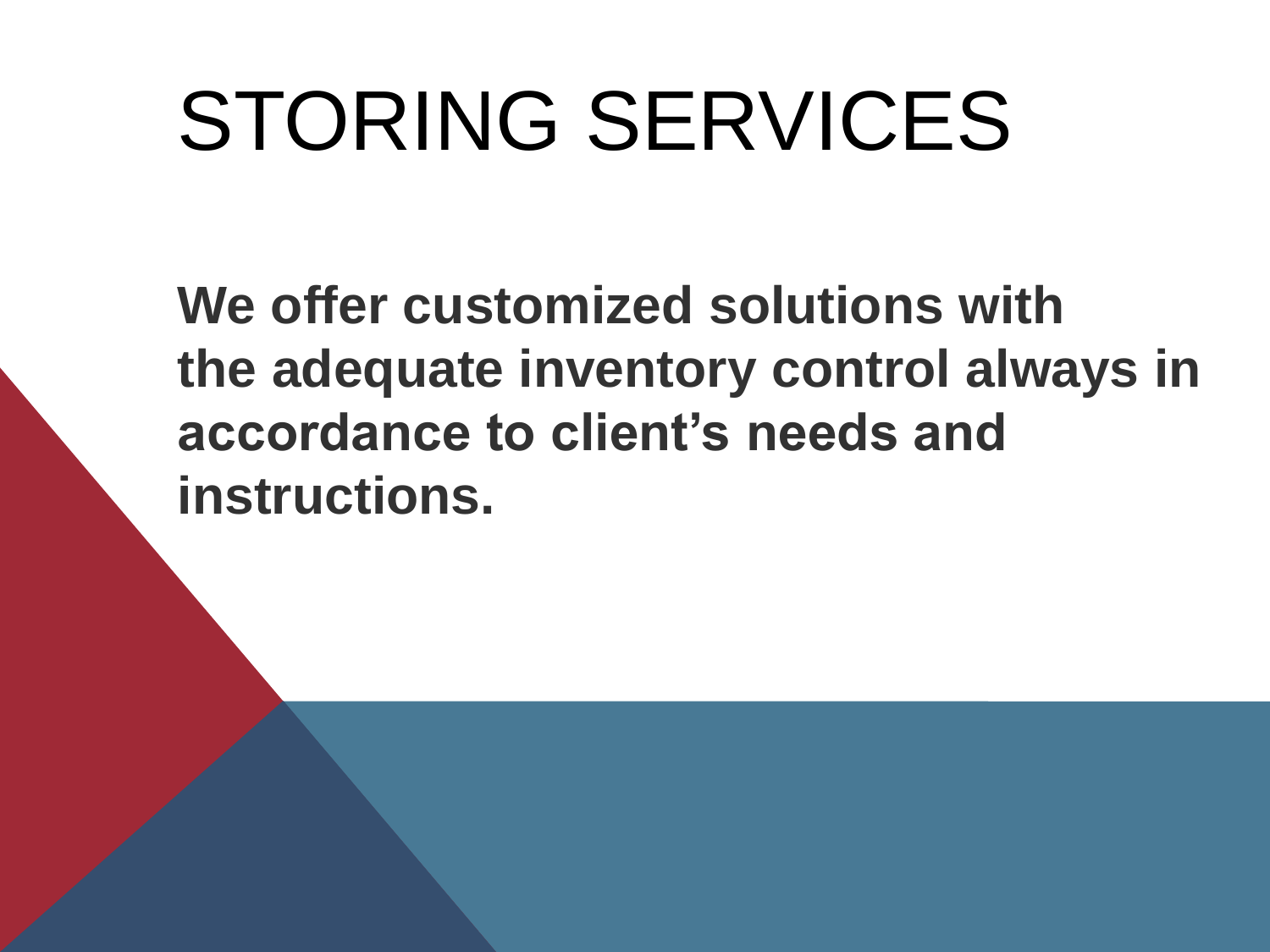# STORING SERVICES

**We offer customized solutions with the adequate inventory control always in accordance to client's needs and instructions.**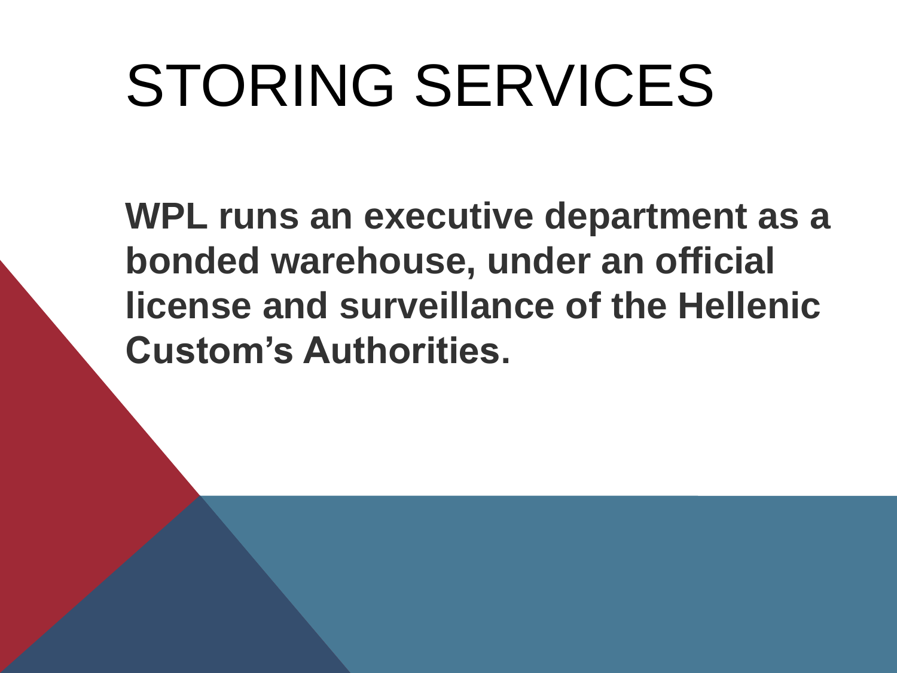# STORING SERVICES

**WPL runs an executive department as a bonded warehouse, under an official license and surveillance of the Hellenic Custom’s Authorities.**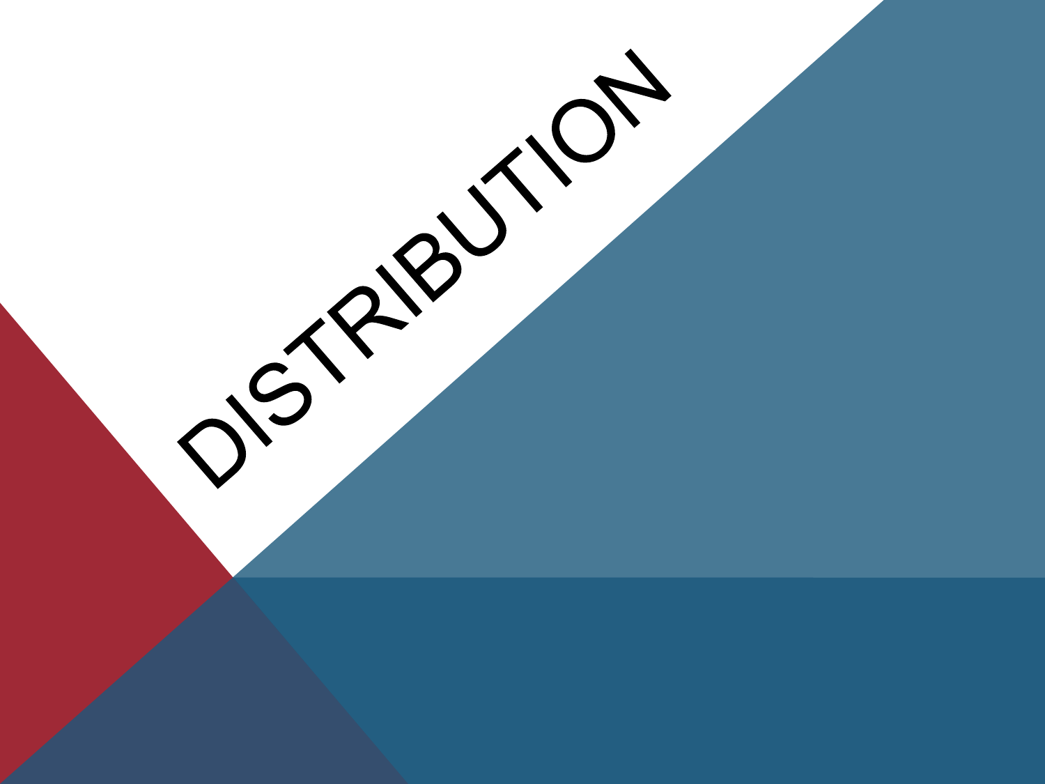# DISTRIBUTION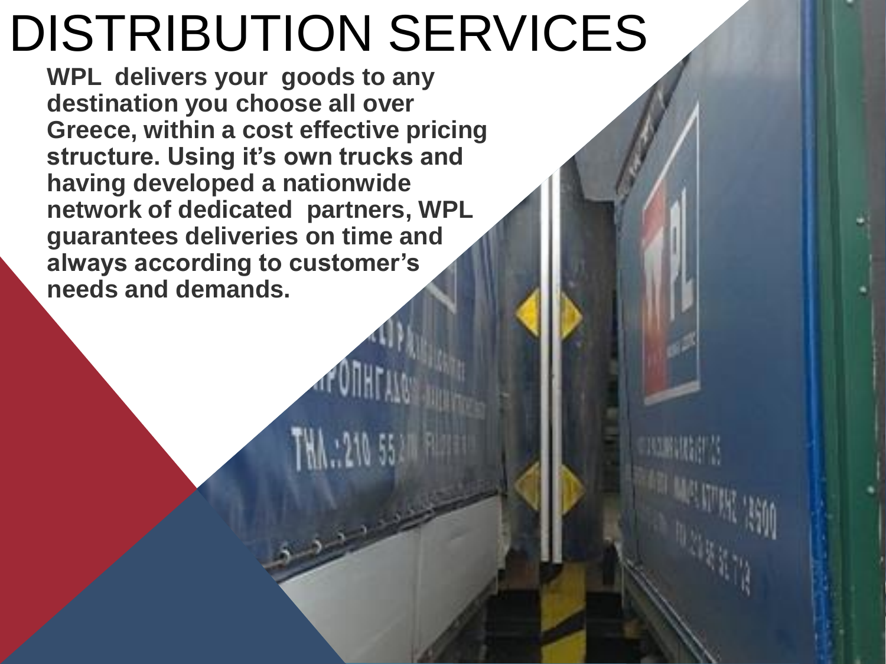# DISTRIBUTION SERVICES

**WPL delivers your goods to any destination you choose all over Greece, within a cost effective pricing structure. Using it's own trucks and having developed a nationwide network of dedicated partners, WPL guarantees deliveries on time and always according to customer's needs and demands.**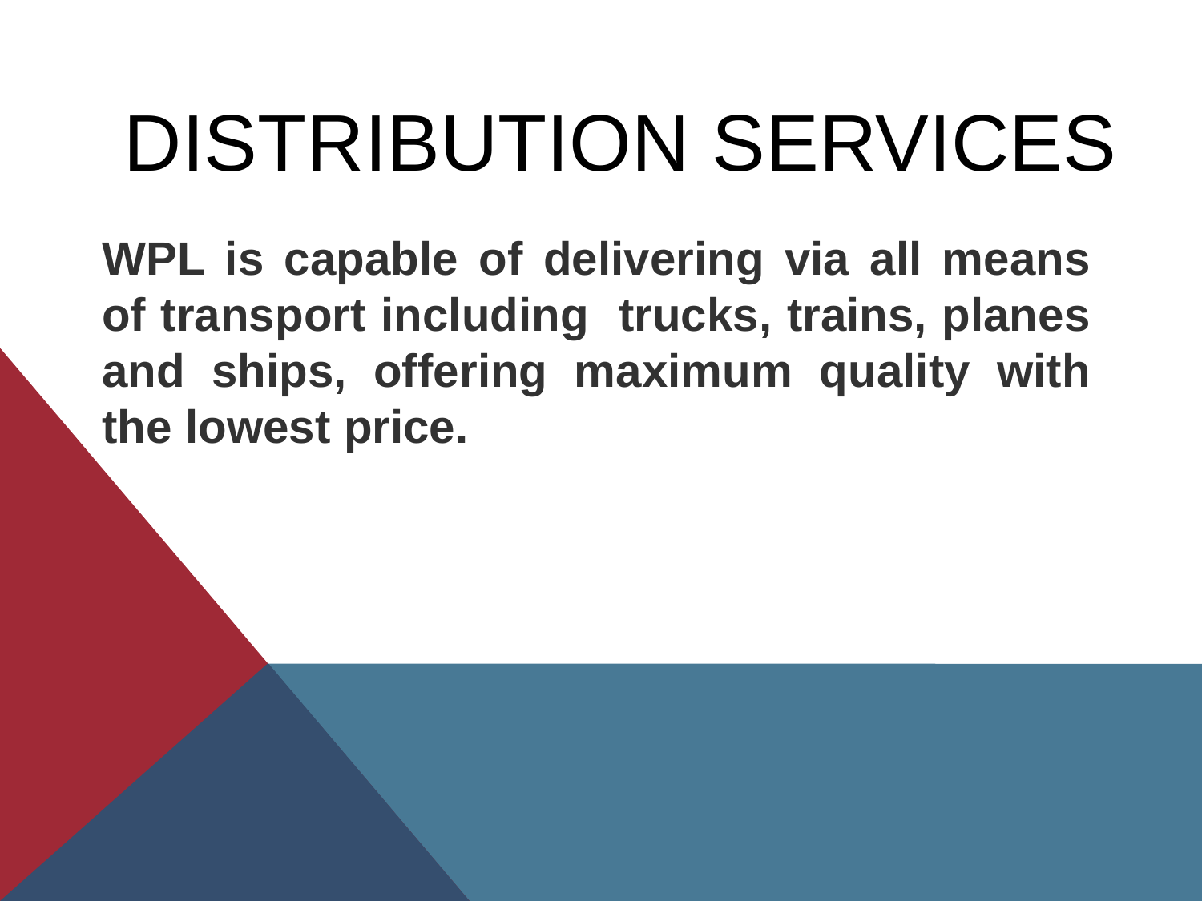# DISTRIBUTION SERVICES

**WPL is capable of delivering via all means of transport including trucks, trains, planes and ships, offering maximum quality with the lowest price.**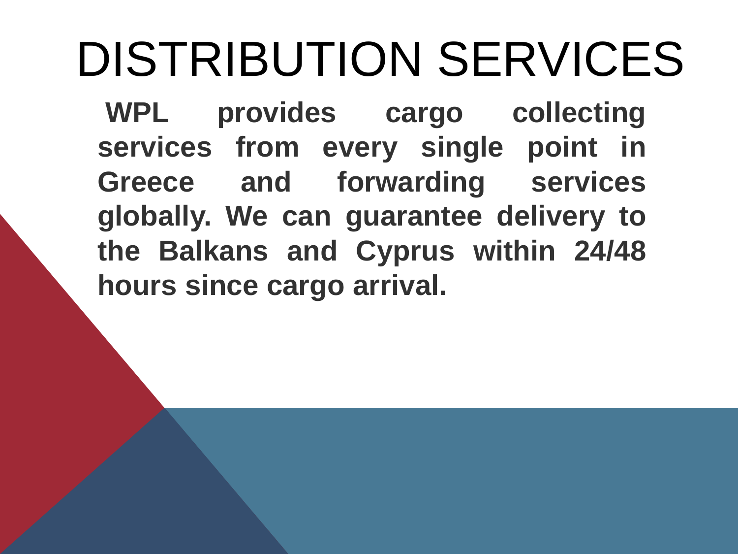# DISTRIBUTION SERVICES

**WPL provides cargo collecting services from every single point in Greece and forwarding services globally. We can guarantee delivery to the Balkans and Cyprus within 24/48 hours since cargo arrival.**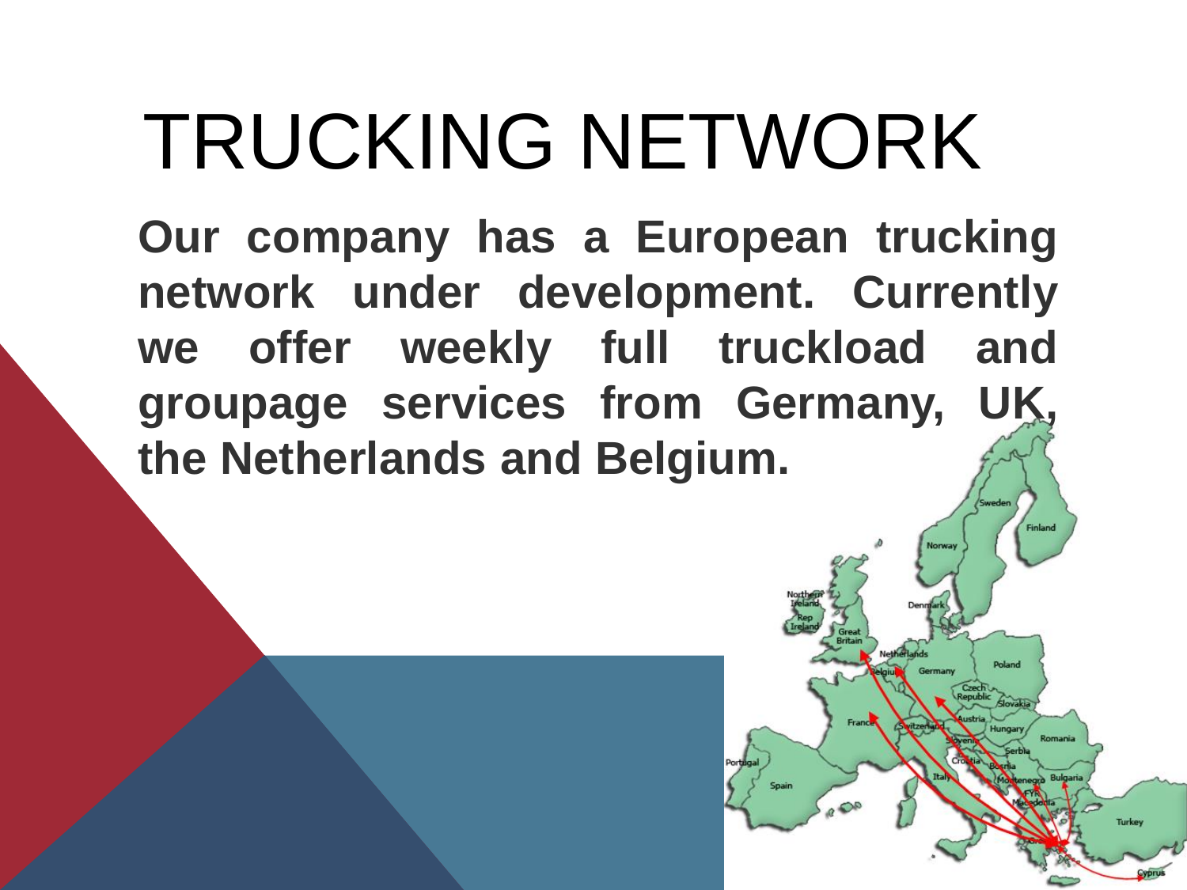# TRUCKING NETWORK

**Our company has a European trucking network under development. Currently we offer weekly full truckload and groupage services from Germany, UK, the Netherlands and Belgium.**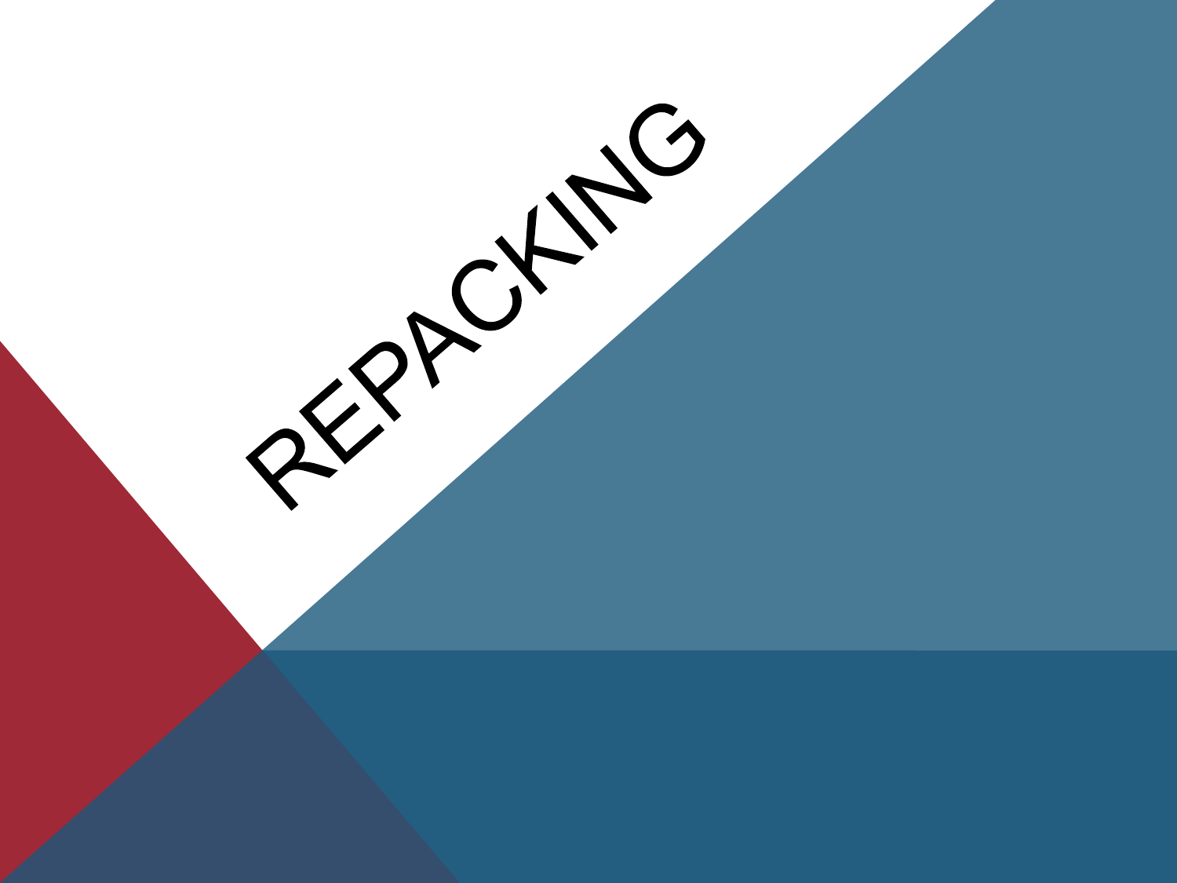# REPACKING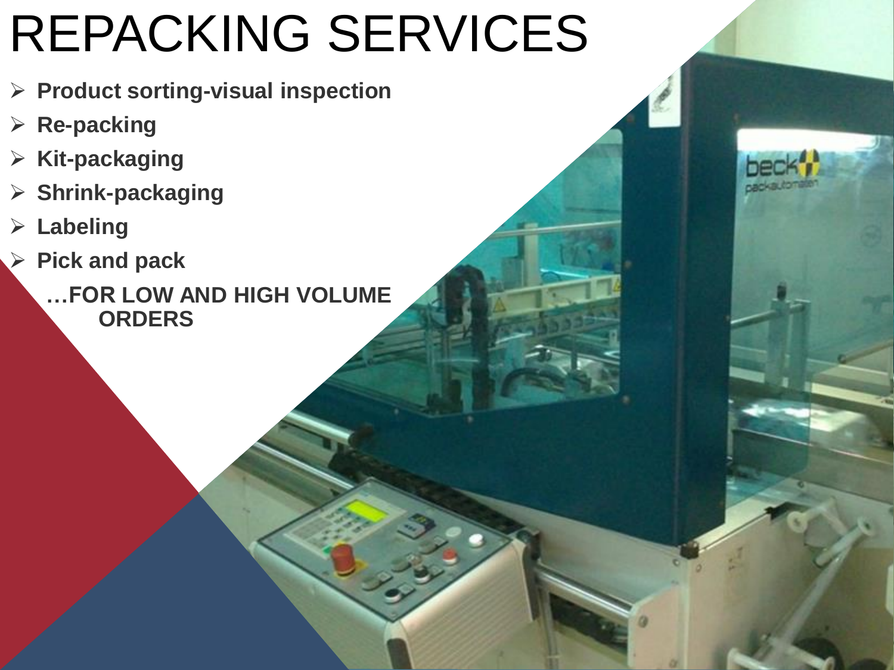# REPACKING SERVICES

- **Product sorting-visual inspection**
- **Re-packing**
- **Kit-packaging**
- **Shrink-packaging**
- **Labeling**
- **Pick and pack**

**…FOR LOW AND HIGH VOLUME ORDERS**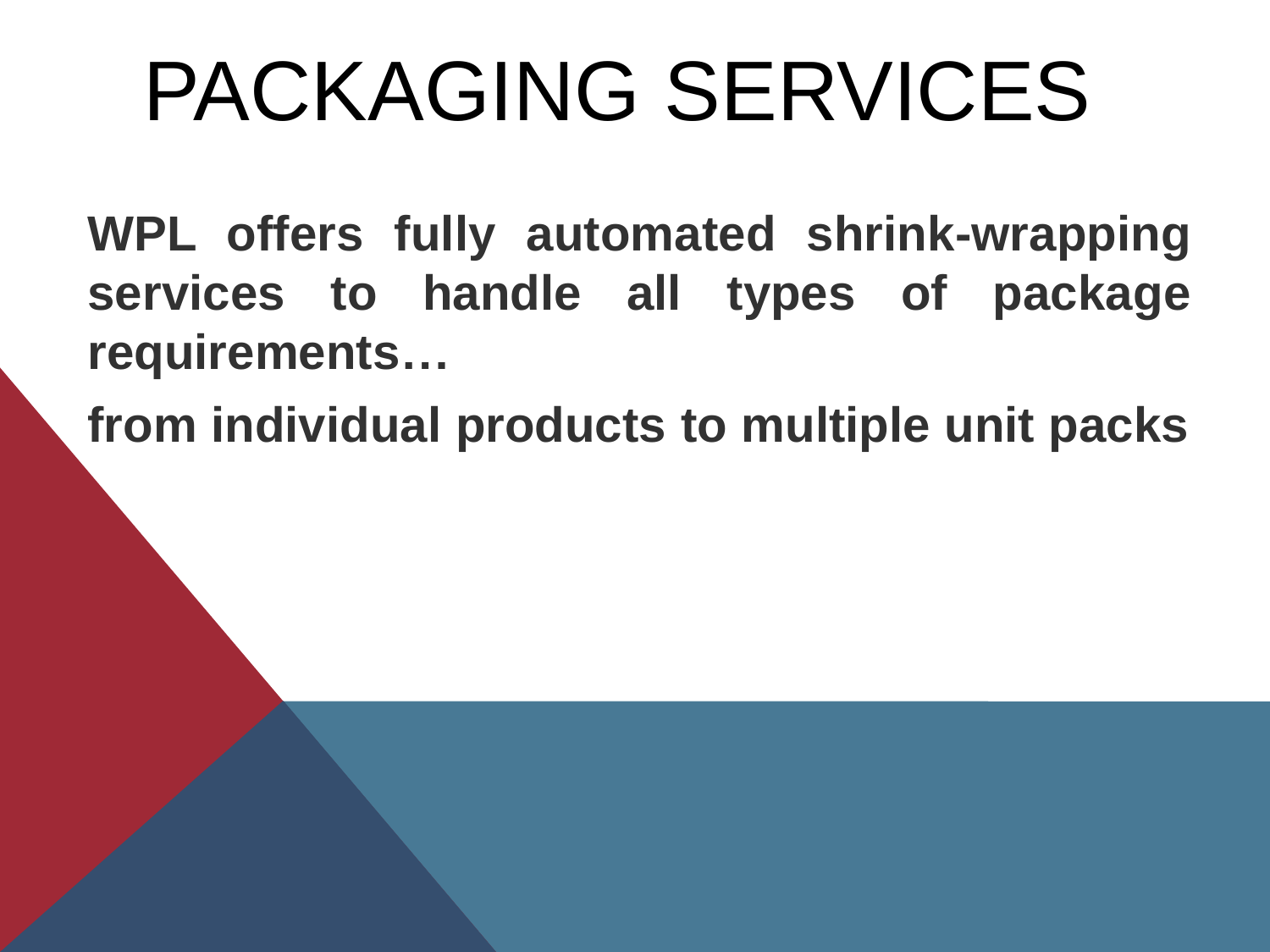# PACKAGING SERVICES

**WPL offers fully automated shrink-wrapping services to handle all types of package requirements…**

**from individual products to multiple unit packs**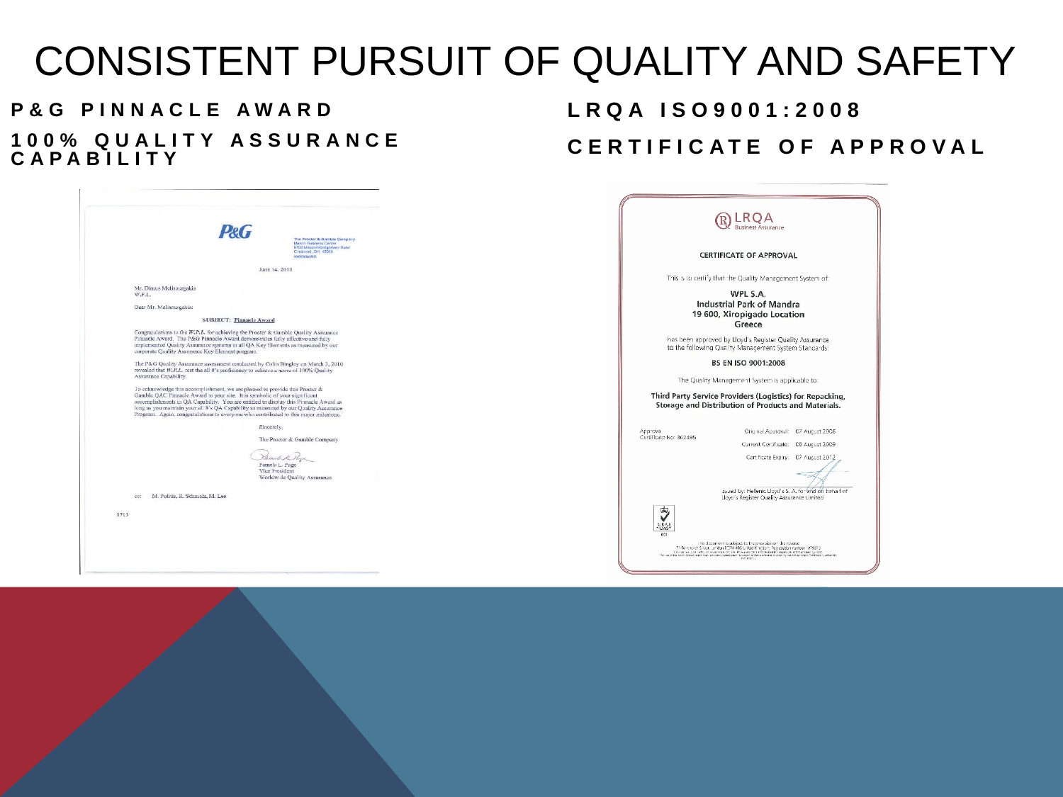# CONSISTENT PURSUIT OF QUALITY AND SAFETY

## P&G PINNACLE AWARD

## 100% QUALITY ASSURANCE CAPABILITY

**P&G**

The Procter & Gamble Company
Mason Business Center
8700 Mason-Montgomery Road
Cincinnati, OH 45040
www.pg.com

June 14, 2010

Mr. Dimus Melissourgakis
W.P.L.

Dear Mr. Melissourgakis:

SUBJECT: Pinnacle Award

Congratulations to the *W.P.L.* for achieving the Procter & Gamble Quality Assurance Pinnacle Award. The P&G Pinnacle Award demonstrates fully effective and fully implemented Quality Assurance systems in all QA Key Elements as measured by our corporate Quality Assurance Key Element program.

The P&G Quality Assurance assessment conducted by Colin Bingley on March 3, 2010 revealed that *W.P.L.* met the all 8's proficiency to achieve a score of 100% Quality Assurance Capability.

To acknowledge this accomplishment, we are pleased to provide this Procter & Gamble QAC Pinnacle Award to your site. It is symbolic of your significant accomplishments in QA Capability. You are entitled to display this Pinnacle Award as long as you maintain your all 8's QA Capability as measured by our Quality Assurance Program. Again, congratulations to everyone who contributed to this major milestone.

Sincerely,

The Procter & Gamble Company

Pamela L. Page
Vice President
Worldwide Quality Assurance

cc: M. Politis, R. Schmalz, M. Lee

8713

## LRQA ISO9001:2008

## CERTIFICATE OF APPROVAL

LRQA
Business Assurance

CERTIFICATE OF APPROVAL

This is to certify that the Quality Management System of:

**WPL S.A.**
**Industrial Park of Mandra**
**19 600, Xiropigado Location**
**Greece**

has been approved by Lloyd's Register Quality Assurance to the following Quality Management System Standards:

**BS EN ISO 9001:2008**

The Quality Management System is applicable to:

**Third Party Service Providers (Logistics) for Repacking, Storage and Distribution of Products and Materials.**

Approval
Certificate No: 302495

Original Approval: 07 August 2006
Current Certificate: 08 August 2009
Certificate Expiry: 07 August 2012

Issued by: Hellenic Lloyd's S. A. for and on behalf of Lloyd's Register Quality Assurance Limited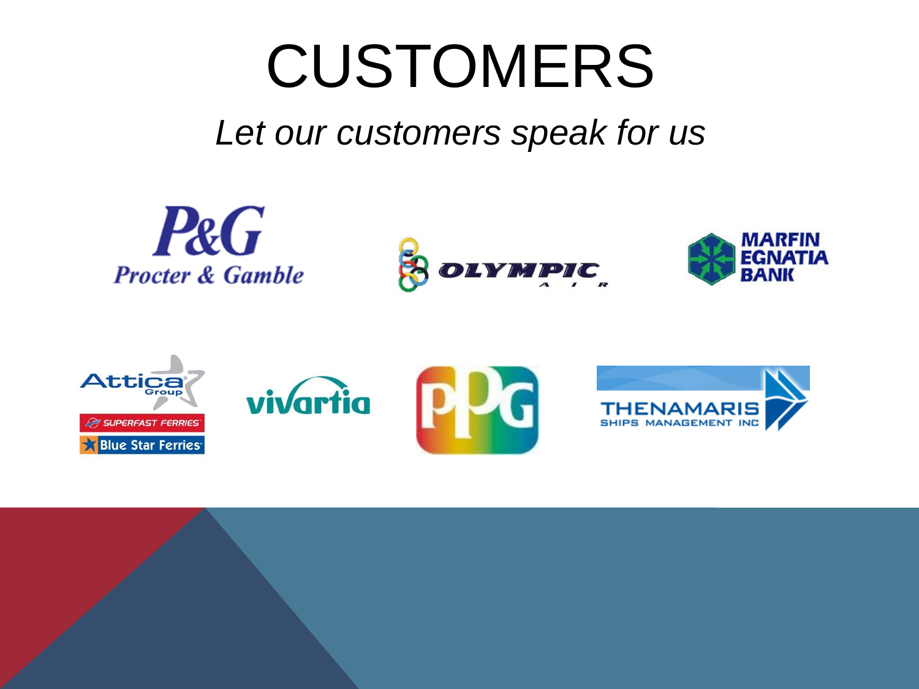# CUSTOMERS

*Let our customers speak for us*

P&G Procter & Gamble

OLYMPIC AIR

MARFIN EGNATIA BANK

Attica Group

SUPERFAST FERRIES

Blue Star Ferries

vivartia

PPG

THENAMARIS SHIPS MANAGEMENT INC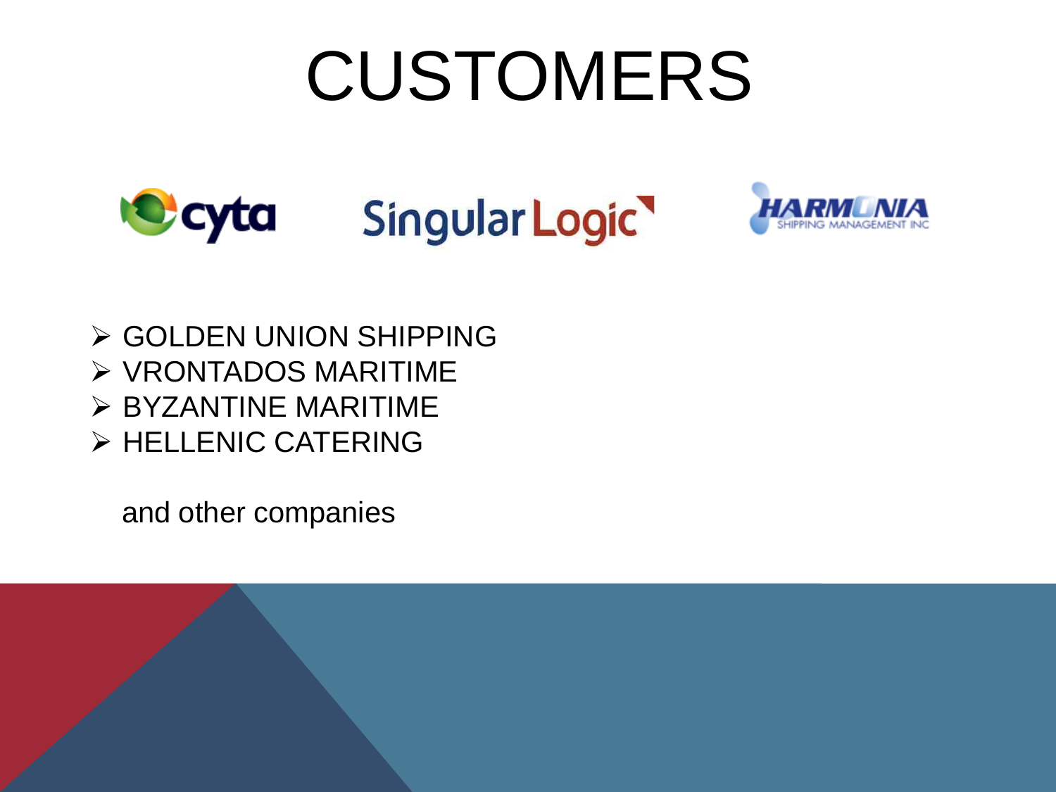# CUSTOMERS

cyta SingularLogic HARMONIA SHIPPING MANAGEMENT INC

- GOLDEN UNION SHIPPING
- VRONTADOS MARITIME
- BYZANTINE MARITIME
- HELLENIC CATERING

and other companies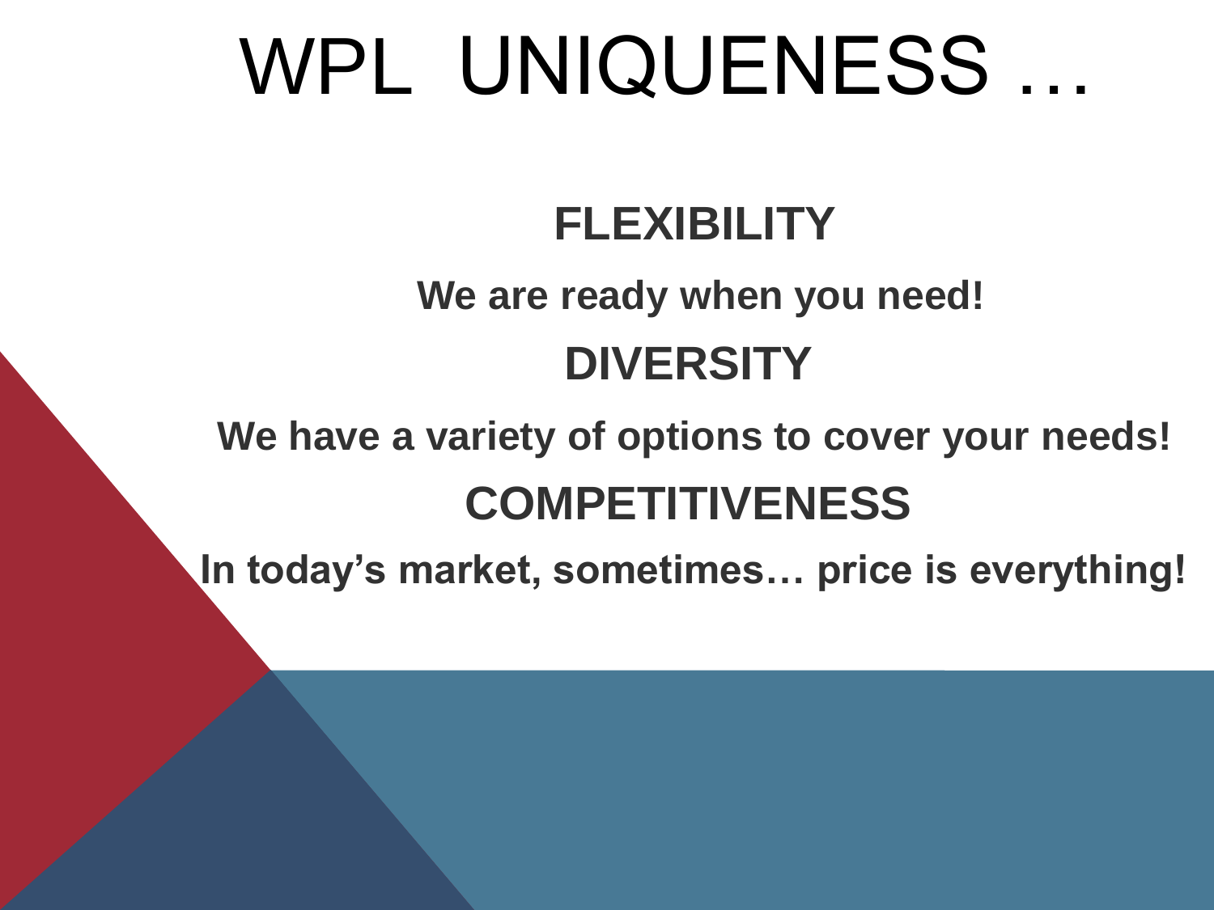# WPL UNIQUENESS …

**FLEXIBILITY**

**We are ready when you need!**

**DIVERSITY**

**We have a variety of options to cover your needs!**

**COMPETITIVENESS**

**In today's market, sometimes… price is everything!**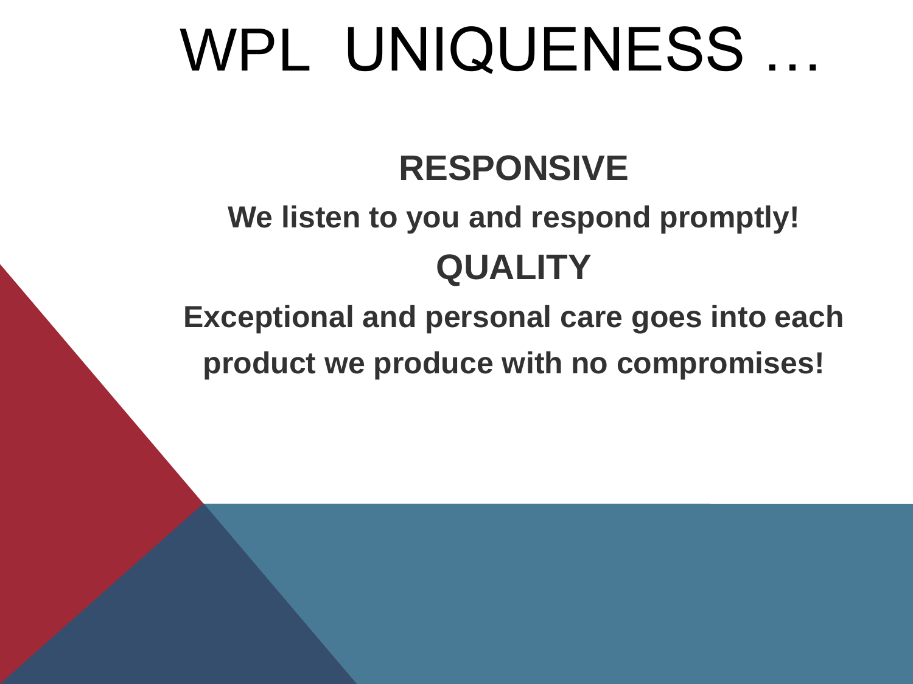# WPL UNIQUENESS …

**RESPONSIVE**

**We listen to you and respond promptly!**

**QUALITY**

**Exceptional and personal care goes into each product we produce with no compromises!**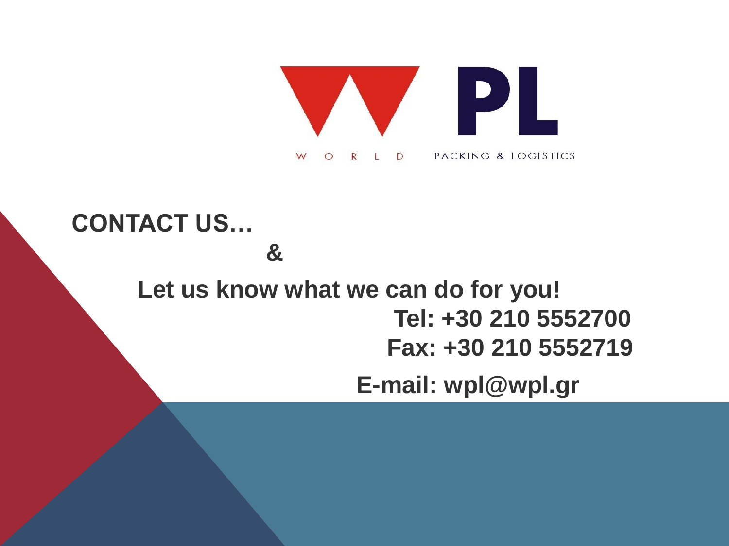WPL

WORLD PACKING & LOGISTICS

## CONTACT US…

**&**

**Let us know what we can do for you!**

**Tel: +30 210 5552700**

**Fax: +30 210 5552719**

**E-mail: wpl@wpl.gr**